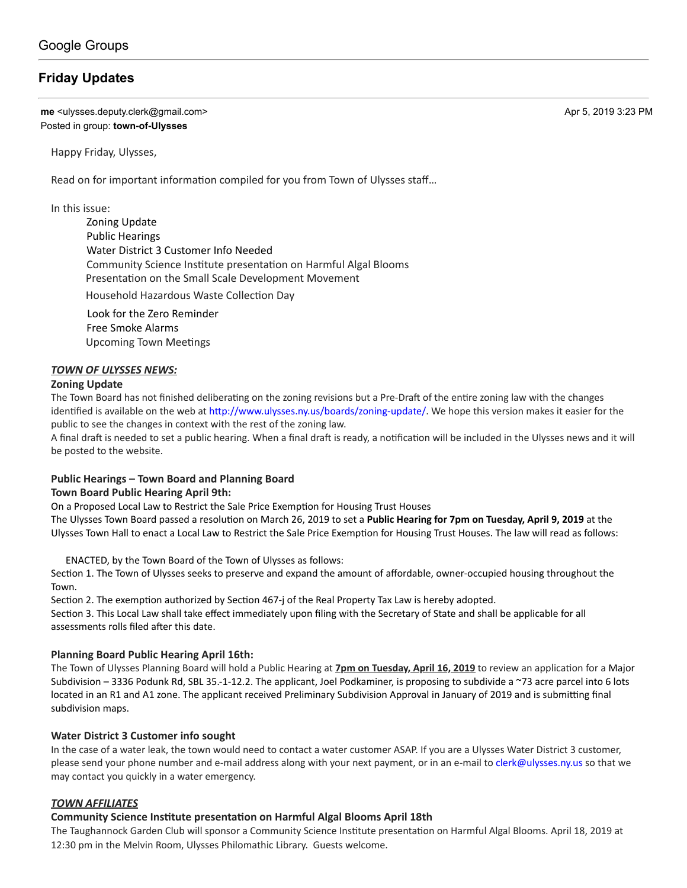Google Groups

# Friday Updates

**me** <ulysses.deputy.clerk@gmail.com> Apr 5, 2019 3:23 PM
Posted in group: **town-of-Ulysses**

Happy Friday, Ulysses,

Read on for important information compiled for you from Town of Ulysses staff…

In this issue:

- Zoning Update
- Public Hearings
- Water District 3 Customer Info Needed
- Community Science Institute presentation on Harmful Algal Blooms
- Presentation on the Small Scale Development Movement
- Household Hazardous Waste Collection Day
- Look for the Zero Reminder
- Free Smoke Alarms
- Upcoming Town Meetings

***TOWN OF ULYSSES NEWS:***

**Zoning Update**

The Town Board has not finished deliberating on the zoning revisions but a Pre-Draft of the entire zoning law with the changes identified is available on the web at http://www.ulysses.ny.us/boards/zoning-update/. We hope this version makes it easier for the public to see the changes in context with the rest of the zoning law.

A final draft is needed to set a public hearing. When a final draft is ready, a notification will be included in the Ulysses news and it will be posted to the website.

**Public Hearings – Town Board and Planning Board**

**Town Board Public Hearing April 9th:**

On a Proposed Local Law to Restrict the Sale Price Exemption for Housing Trust Houses

The Ulysses Town Board passed a resolution on March 26, 2019 to set a **Public Hearing for 7pm on Tuesday, April 9, 2019** at the Ulysses Town Hall to enact a Local Law to Restrict the Sale Price Exemption for Housing Trust Houses. The law will read as follows:

ENACTED, by the Town Board of the Town of Ulysses as follows:

Section 1. The Town of Ulysses seeks to preserve and expand the amount of affordable, owner-occupied housing throughout the Town.

Section 2. The exemption authorized by Section 467-j of the Real Property Tax Law is hereby adopted.

Section 3. This Local Law shall take effect immediately upon filing with the Secretary of State and shall be applicable for all assessments rolls filed after this date.

**Planning Board Public Hearing April 16th:**

The Town of Ulysses Planning Board will hold a Public Hearing at **7pm on Tuesday, April 16, 2019** to review an application for a Major Subdivision – 3336 Podunk Rd, SBL 35.-1-12.2. The applicant, Joel Podkaminer, is proposing to subdivide a ~73 acre parcel into 6 lots located in an R1 and A1 zone. The applicant received Preliminary Subdivision Approval in January of 2019 and is submitting final subdivision maps.

**Water District 3 Customer info sought**

In the case of a water leak, the town would need to contact a water customer ASAP. If you are a Ulysses Water District 3 customer, please send your phone number and e-mail address along with your next payment, or in an e-mail to clerk@ulysses.ny.us so that we may contact you quickly in a water emergency.

***TOWN AFFILIATES***

**Community Science Institute presentation on Harmful Algal Blooms April 18th**

The Taughannock Garden Club will sponsor a Community Science Institute presentation on Harmful Algal Blooms. April 18, 2019 at 12:30 pm in the Melvin Room, Ulysses Philomathic Library. Guests welcome.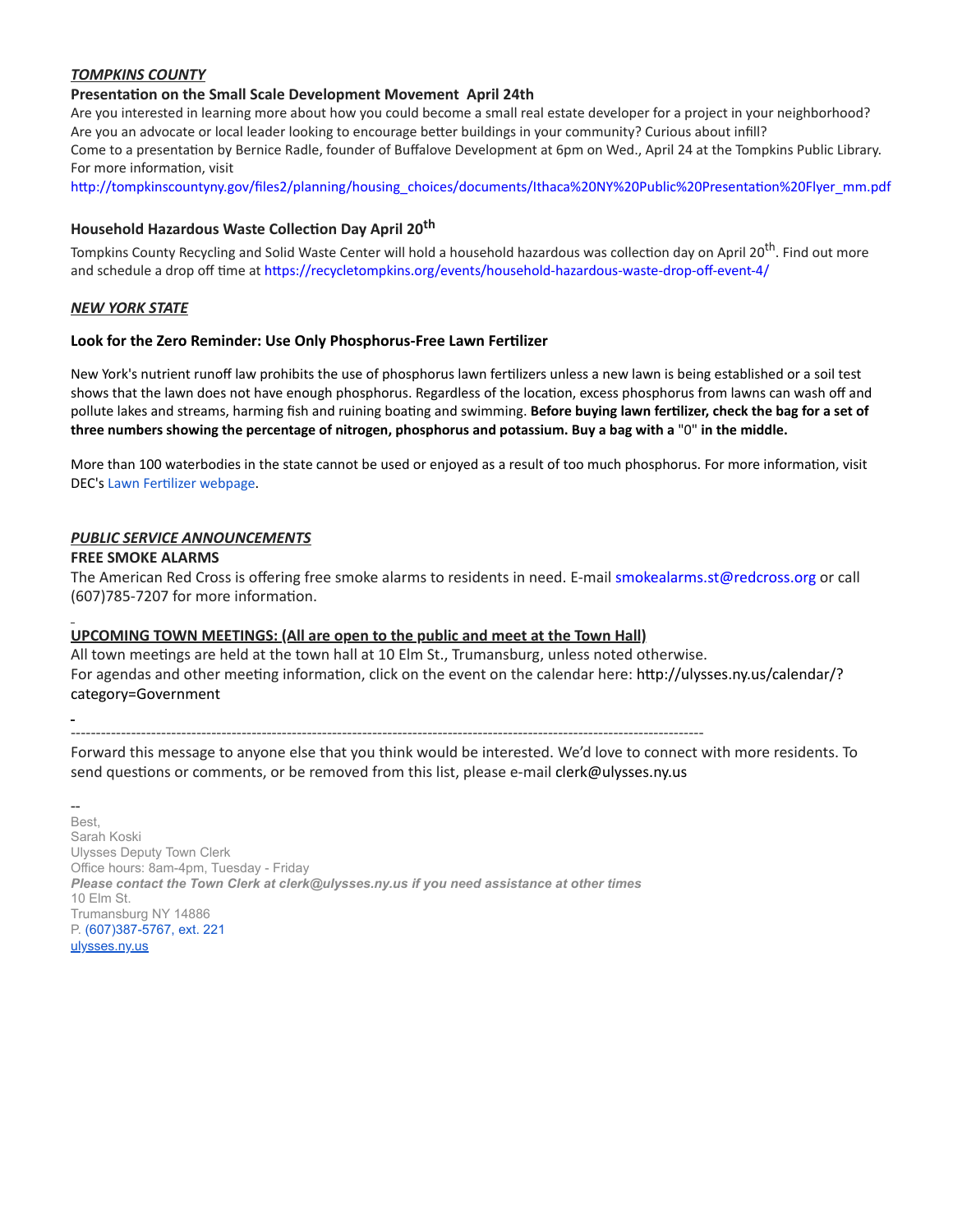***TOMPKINS COUNTY***

**Presentation on the Small Scale Development Movement  April 24th**

Are you interested in learning more about how you could become a small real estate developer for a project in your neighborhood? Are you an advocate or local leader looking to encourage better buildings in your community? Curious about infill?
Come to a presentation by Bernice Radle, founder of Buffalove Development at 6pm on Wed., April 24 at the Tompkins Public Library. For more information, visit
http://tompkinscountyny.gov/files2/planning/housing_choices/documents/Ithaca%20NY%20Public%20Presentation%20Flyer_mm.pdf

**Household Hazardous Waste Collection Day April 20th**

Tompkins County Recycling and Solid Waste Center will hold a household hazardous was collection day on April 20th. Find out more and schedule a drop off time at https://recycletompkins.org/events/household-hazardous-waste-drop-off-event-4/

***NEW YORK STATE***

**Look for the Zero Reminder: Use Only Phosphorus-Free Lawn Fertilizer**

New York's nutrient runoff law prohibits the use of phosphorus lawn fertilizers unless a new lawn is being established or a soil test shows that the lawn does not have enough phosphorus. Regardless of the location, excess phosphorus from lawns can wash off and pollute lakes and streams, harming fish and ruining boating and swimming. **Before buying lawn fertilizer, check the bag for a set of three numbers showing the percentage of nitrogen, phosphorus and potassium. Buy a bag with a** "0" **in the middle.**

More than 100 waterbodies in the state cannot be used or enjoyed as a result of too much phosphorus. For more information, visit DEC's Lawn Fertilizer webpage.

***PUBLIC SERVICE ANNOUNCEMENTS***

**FREE SMOKE ALARMS**

The American Red Cross is offering free smoke alarms to residents in need. E-mail smokealarms.st@redcross.org or call (607)785-7207 for more information.

**UPCOMING TOWN MEETINGS: (All are open to the public and meet at the Town Hall)**

All town meetings are held at the town hall at 10 Elm St., Trumansburg, unless noted otherwise.
For agendas and other meeting information, click on the event on the calendar here: http://ulysses.ny.us/calendar/?category=Government

---

Forward this message to anyone else that you think would be interested. We'd love to connect with more residents. To send questions or comments, or be removed from this list, please e-mail clerk@ulysses.ny.us

--
Best,
Sarah Koski
Ulysses Deputy Town Clerk
Office hours: 8am-4pm, Tuesday - Friday
***Please contact the Town Clerk at clerk@ulysses.ny.us if you need assistance at other times***
10 Elm St.
Trumansburg NY 14886
P. (607)387-5767, ext. 221
ulysses.ny.us